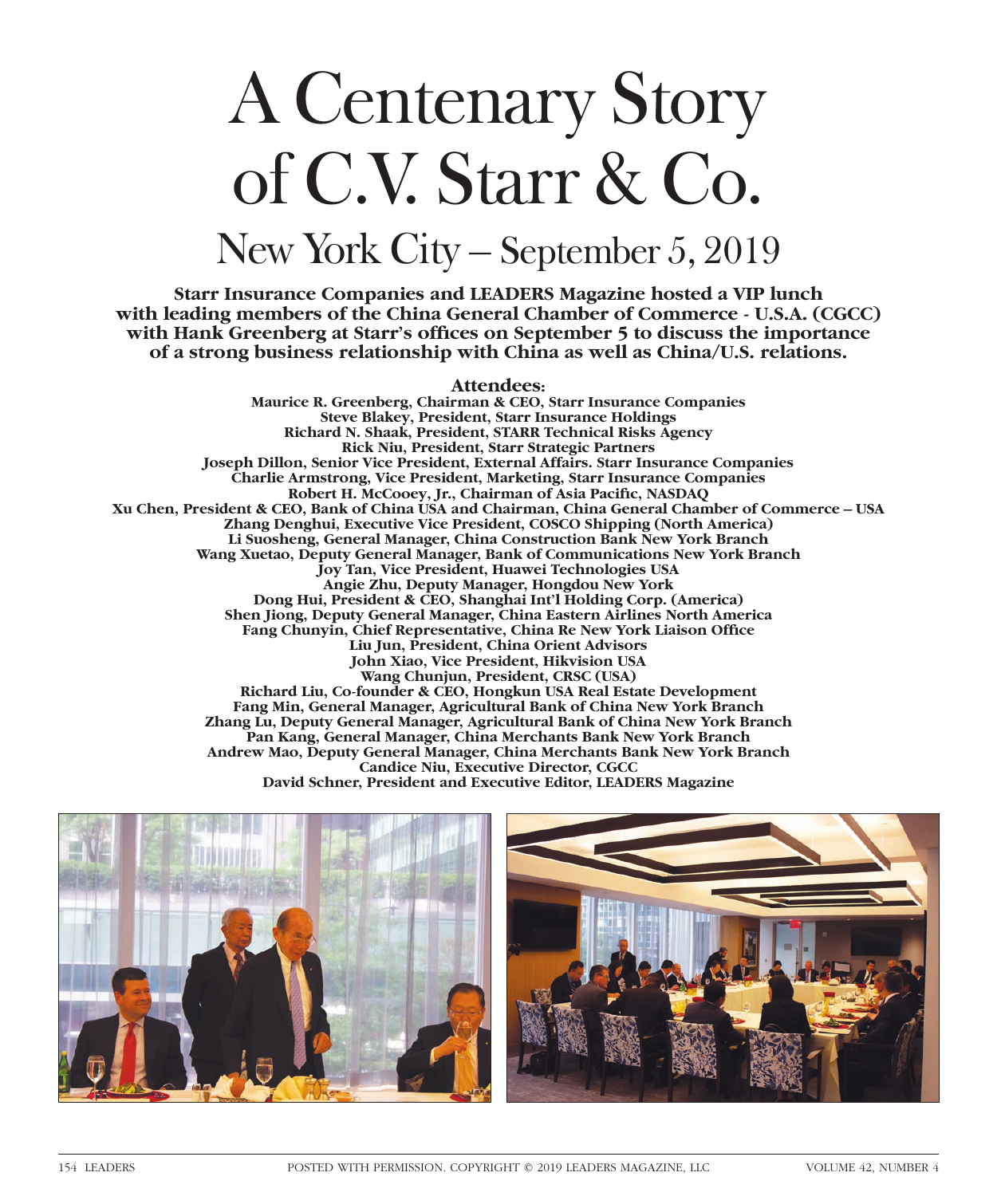# A Centenary Story of C.V. Starr & Co.

## New York City – September 5, 2019

**Starr Insurance Companies and LEADERS Magazine hosted a VIP lunch with leading members of the China General Chamber of Commerce - U.S.A. (CGCC) with Hank Greenberg at Starr's offices on September 5 to discuss the importance of a strong business relationship with China as well as China/U.S. relations.**

**Attendees:**

**Maurice R. Greenberg, Chairman & CEO, Starr Insurance Companies**
**Steve Blakey, President, Starr Insurance Holdings**
**Richard N. Shaak, President, STARR Technical Risks Agency**
**Rick Niu, President, Starr Strategic Partners**
**Joseph Dillon, Senior Vice President, External Affairs. Starr Insurance Companies**
**Charlie Armstrong, Vice President, Marketing, Starr Insurance Companies**
**Robert H. McCooey, Jr., Chairman of Asia Pacific, NASDAQ**
**Xu Chen, President & CEO, Bank of China USA and Chairman, China General Chamber of Commerce – USA**
**Zhang Denghui, Executive Vice President, COSCO Shipping (North America)**
**Li Suosheng, General Manager, China Construction Bank New York Branch**
**Wang Xuetao, Deputy General Manager, Bank of Communications New York Branch**
**Joy Tan, Vice President, Huawei Technologies USA**
**Angie Zhu, Deputy Manager, Hongdou New York**
**Dong Hui, President & CEO, Shanghai Int'l Holding Corp. (America)**
**Shen Jiong, Deputy General Manager, China Eastern Airlines North America**
**Fang Chunyin, Chief Representative, China Re New York Liaison Office**
**Liu Jun, President, China Orient Advisors**
**John Xiao, Vice President, Hikvision USA**
**Wang Chunjun, President, CRSC (USA)**
**Richard Liu, Co-founder & CEO, Hongkun USA Real Estate Development**
**Fang Min, General Manager, Agricultural Bank of China New York Branch**
**Zhang Lu, Deputy General Manager, Agricultural Bank of China New York Branch**
**Pan Kang, General Manager, China Merchants Bank New York Branch**
**Andrew Mao, Deputy General Manager, China Merchants Bank New York Branch**
**Candice Niu, Executive Director, CGCC**
**David Schner, President and Executive Editor, LEADERS Magazine**

POSTED WITH PERMISSION. COPYRIGHT © 2019 LEADERS MAGAZINE, LLC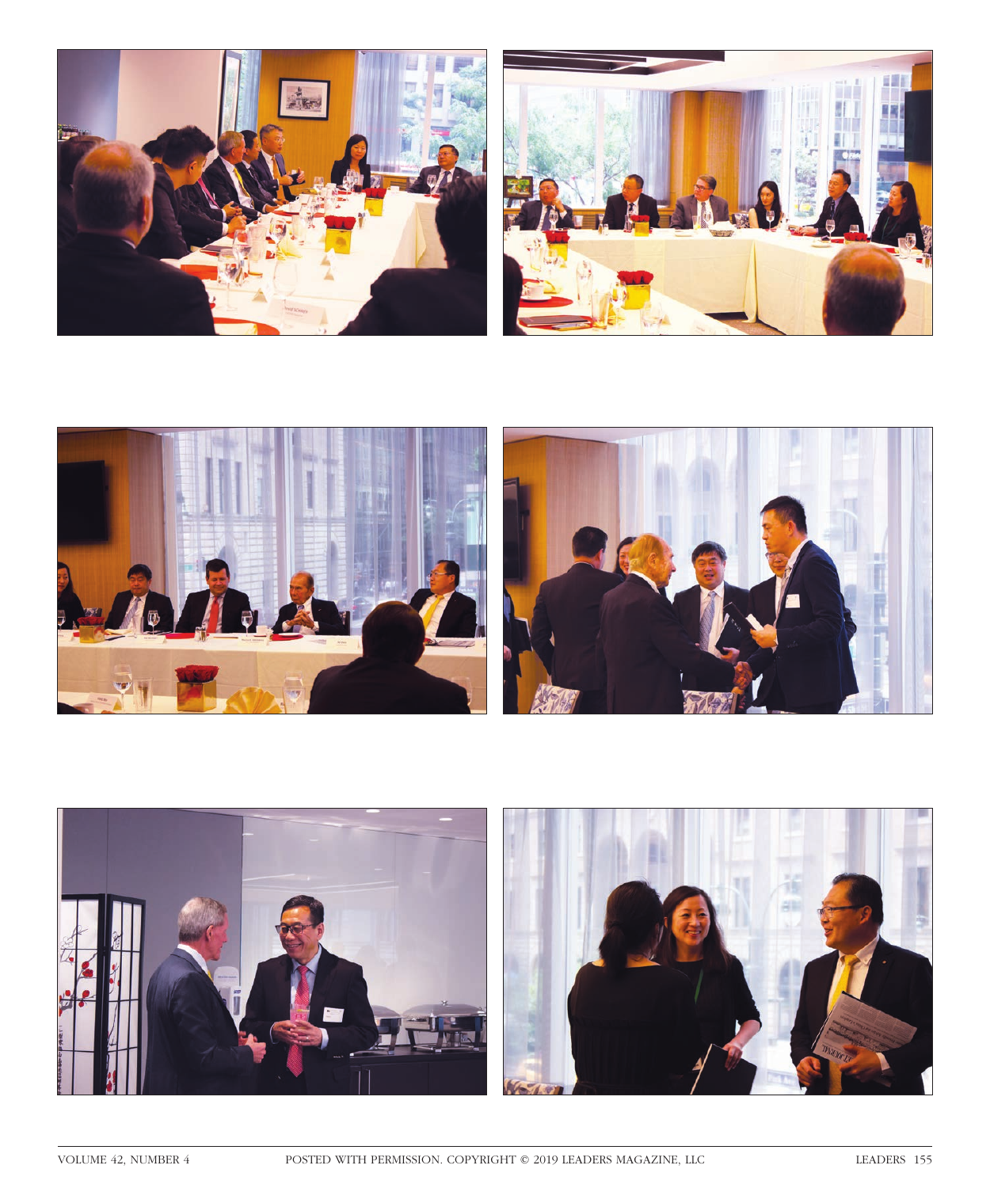POSTED WITH PERMISSION. COPYRIGHT © 2019 LEADERS MAGAZINE, LLC